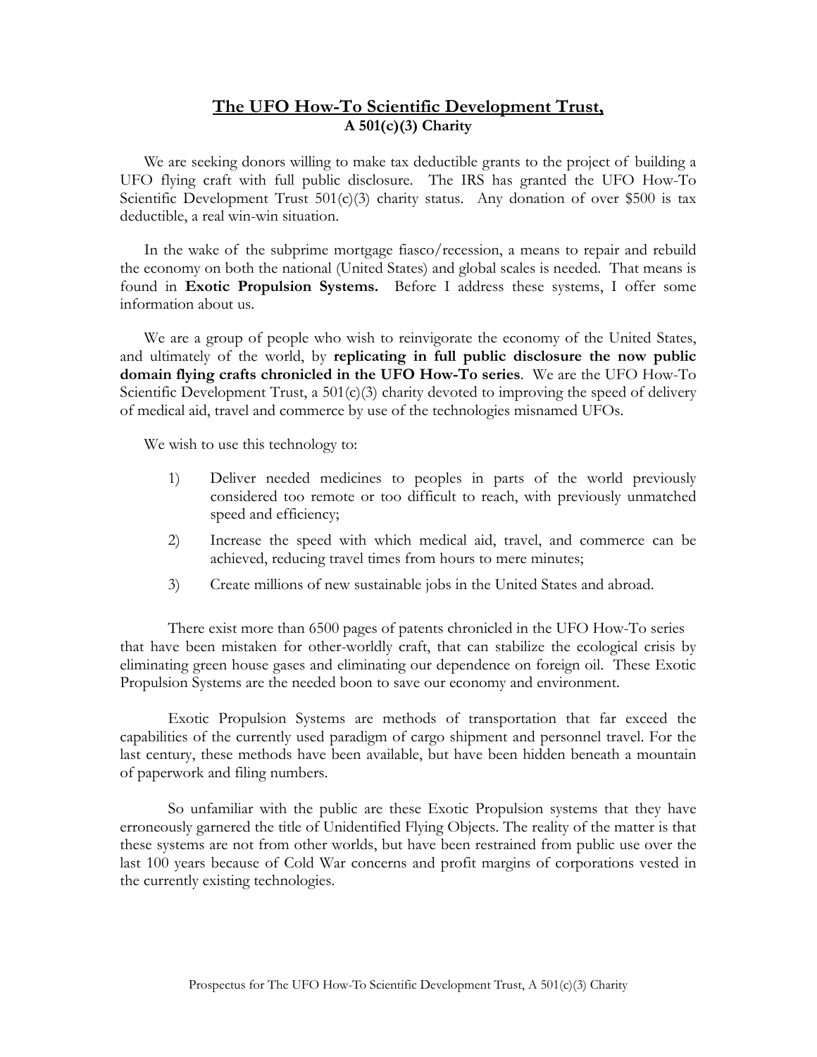# **The UFO How-To Scientific Development Trust,**
**A 501(c)(3) Charity**

We are seeking donors willing to make tax deductible grants to the project of building a UFO flying craft with full public disclosure. The IRS has granted the UFO How-To Scientific Development Trust 501(c)(3) charity status. Any donation of over $500 is tax deductible, a real win-win situation.

In the wake of the subprime mortgage fiasco/recession, a means to repair and rebuild the economy on both the national (United States) and global scales is needed. That means is found in **Exotic Propulsion Systems.** Before I address these systems, I offer some information about us.

We are a group of people who wish to reinvigorate the economy of the United States, and ultimately of the world, by **replicating in full public disclosure the now public domain flying crafts chronicled in the UFO How-To series**. We are the UFO How-To Scientific Development Trust, a 501(c)(3) charity devoted to improving the speed of delivery of medical aid, travel and commerce by use of the technologies misnamed UFOs.

We wish to use this technology to:

1) Deliver needed medicines to peoples in parts of the world previously considered too remote or too difficult to reach, with previously unmatched speed and efficiency;
2) Increase the speed with which medical aid, travel, and commerce can be achieved, reducing travel times from hours to mere minutes;
3) Create millions of new sustainable jobs in the United States and abroad.

There exist more than 6500 pages of patents chronicled in the UFO How-To series that have been mistaken for other-worldly craft, that can stabilize the ecological crisis by eliminating green house gases and eliminating our dependence on foreign oil. These Exotic Propulsion Systems are the needed boon to save our economy and environment.

Exotic Propulsion Systems are methods of transportation that far exceed the capabilities of the currently used paradigm of cargo shipment and personnel travel. For the last century, these methods have been available, but have been hidden beneath a mountain of paperwork and filing numbers.

So unfamiliar with the public are these Exotic Propulsion systems that they have erroneously garnered the title of Unidentified Flying Objects. The reality of the matter is that these systems are not from other worlds, but have been restrained from public use over the last 100 years because of Cold War concerns and profit margins of corporations vested in the currently existing technologies.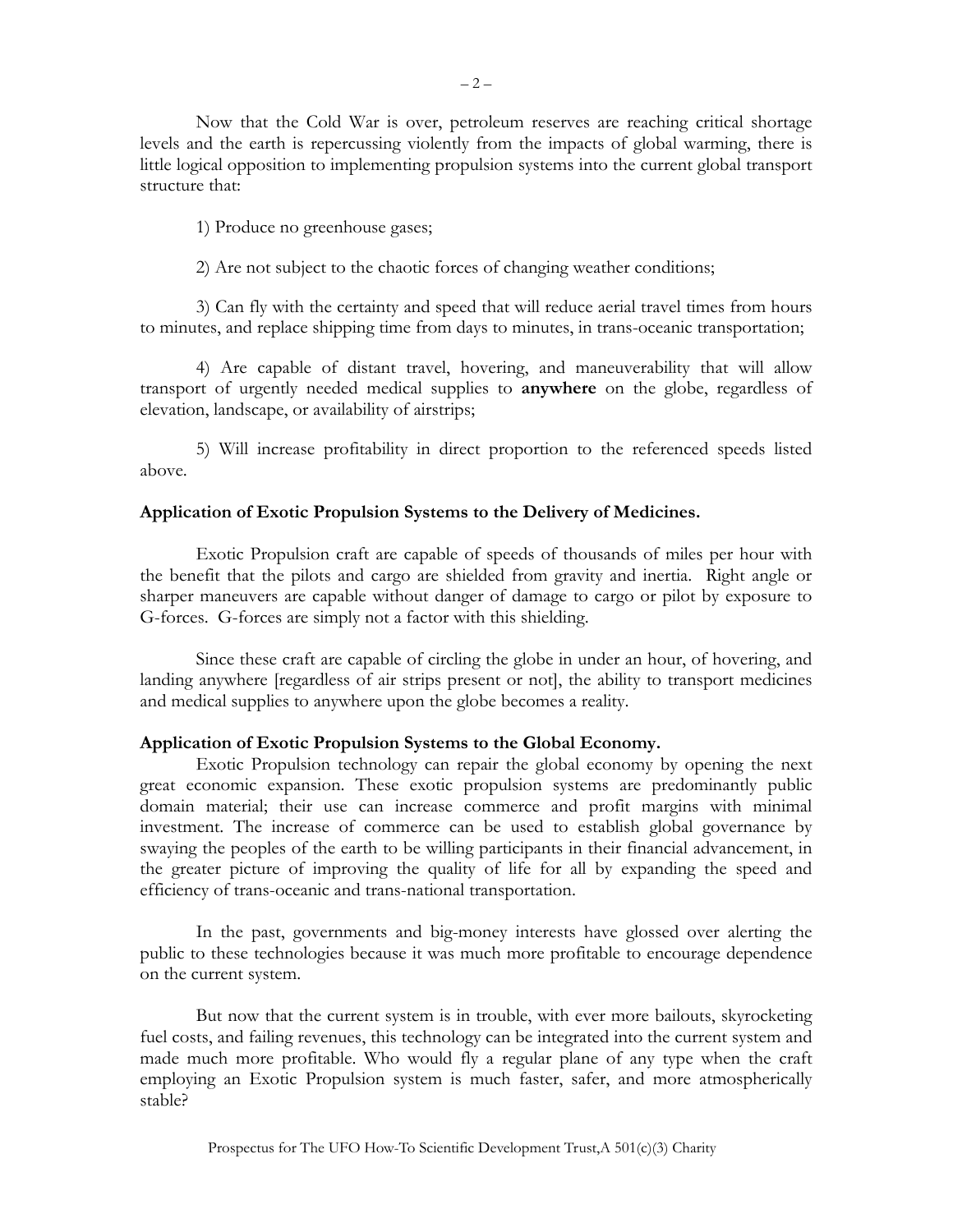Now that the Cold War is over, petroleum reserves are reaching critical shortage levels and the earth is repercussing violently from the impacts of global warming, there is little logical opposition to implementing propulsion systems into the current global transport structure that:

1) Produce no greenhouse gases;

2) Are not subject to the chaotic forces of changing weather conditions;

3) Can fly with the certainty and speed that will reduce aerial travel times from hours to minutes, and replace shipping time from days to minutes, in trans-oceanic transportation;

4) Are capable of distant travel, hovering, and maneuverability that will allow transport of urgently needed medical supplies to **anywhere** on the globe, regardless of elevation, landscape, or availability of airstrips;

5) Will increase profitability in direct proportion to the referenced speeds listed above.

**Application of Exotic Propulsion Systems to the Delivery of Medicines.**

Exotic Propulsion craft are capable of speeds of thousands of miles per hour with the benefit that the pilots and cargo are shielded from gravity and inertia. Right angle or sharper maneuvers are capable without danger of damage to cargo or pilot by exposure to G-forces. G-forces are simply not a factor with this shielding.

Since these craft are capable of circling the globe in under an hour, of hovering, and landing anywhere [regardless of air strips present or not], the ability to transport medicines and medical supplies to anywhere upon the globe becomes a reality.

**Application of Exotic Propulsion Systems to the Global Economy.**

Exotic Propulsion technology can repair the global economy by opening the next great economic expansion. These exotic propulsion systems are predominantly public domain material; their use can increase commerce and profit margins with minimal investment. The increase of commerce can be used to establish global governance by swaying the peoples of the earth to be willing participants in their financial advancement, in the greater picture of improving the quality of life for all by expanding the speed and efficiency of trans-oceanic and trans-national transportation.

In the past, governments and big-money interests have glossed over alerting the public to these technologies because it was much more profitable to encourage dependence on the current system.

But now that the current system is in trouble, with ever more bailouts, skyrocketing fuel costs, and failing revenues, this technology can be integrated into the current system and made much more profitable. Who would fly a regular plane of any type when the craft employing an Exotic Propulsion system is much faster, safer, and more atmospherically stable?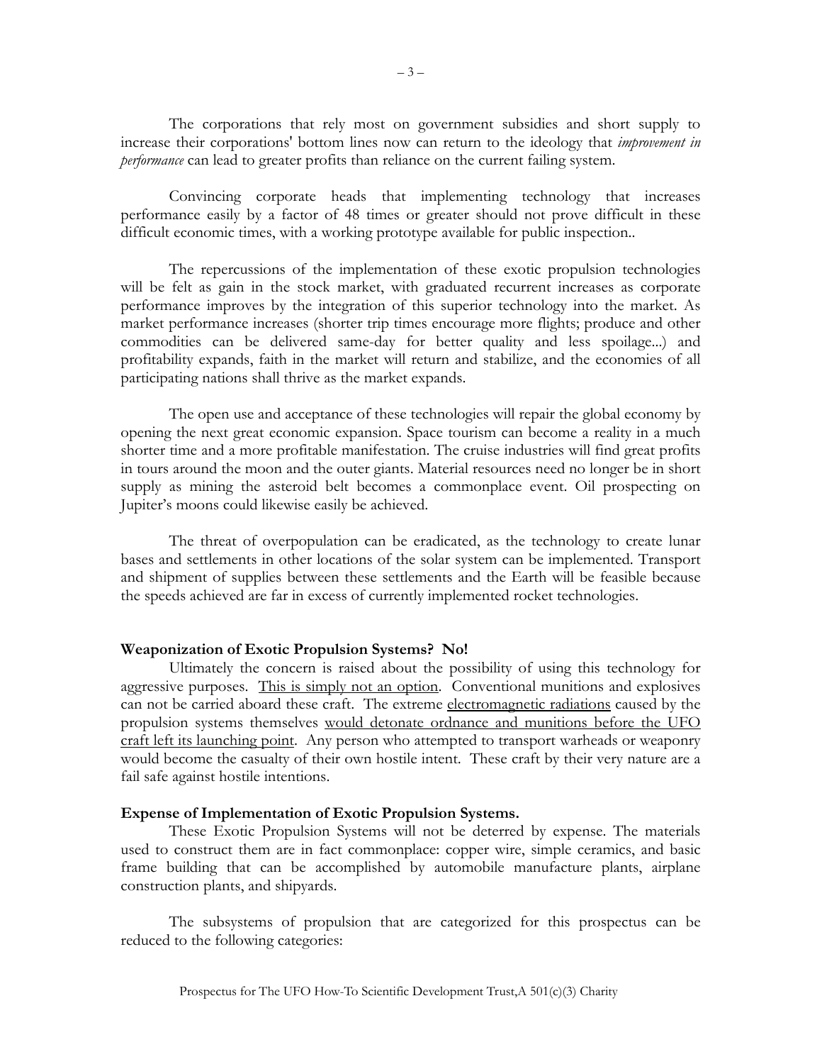The corporations that rely most on government subsidies and short supply to increase their corporations' bottom lines now can return to the ideology that *improvement in performance* can lead to greater profits than reliance on the current failing system.

Convincing corporate heads that implementing technology that increases performance easily by a factor of 48 times or greater should not prove difficult in these difficult economic times, with a working prototype available for public inspection..

The repercussions of the implementation of these exotic propulsion technologies will be felt as gain in the stock market, with graduated recurrent increases as corporate performance improves by the integration of this superior technology into the market. As market performance increases (shorter trip times encourage more flights; produce and other commodities can be delivered same-day for better quality and less spoilage...) and profitability expands, faith in the market will return and stabilize, and the economies of all participating nations shall thrive as the market expands.

The open use and acceptance of these technologies will repair the global economy by opening the next great economic expansion. Space tourism can become a reality in a much shorter time and a more profitable manifestation. The cruise industries will find great profits in tours around the moon and the outer giants. Material resources need no longer be in short supply as mining the asteroid belt becomes a commonplace event. Oil prospecting on Jupiter's moons could likewise easily be achieved.

The threat of overpopulation can be eradicated, as the technology to create lunar bases and settlements in other locations of the solar system can be implemented. Transport and shipment of supplies between these settlements and the Earth will be feasible because the speeds achieved are far in excess of currently implemented rocket technologies.

**Weaponization of Exotic Propulsion Systems? No!**

Ultimately the concern is raised about the possibility of using this technology for aggressive purposes. This is simply not an option. Conventional munitions and explosives can not be carried aboard these craft. The extreme electromagnetic radiations caused by the propulsion systems themselves would detonate ordnance and munitions before the UFO craft left its launching point. Any person who attempted to transport warheads or weaponry would become the casualty of their own hostile intent. These craft by their very nature are a fail safe against hostile intentions.

**Expense of Implementation of Exotic Propulsion Systems.**

These Exotic Propulsion Systems will not be deterred by expense. The materials used to construct them are in fact commonplace: copper wire, simple ceramics, and basic frame building that can be accomplished by automobile manufacture plants, airplane construction plants, and shipyards.

The subsystems of propulsion that are categorized for this prospectus can be reduced to the following categories: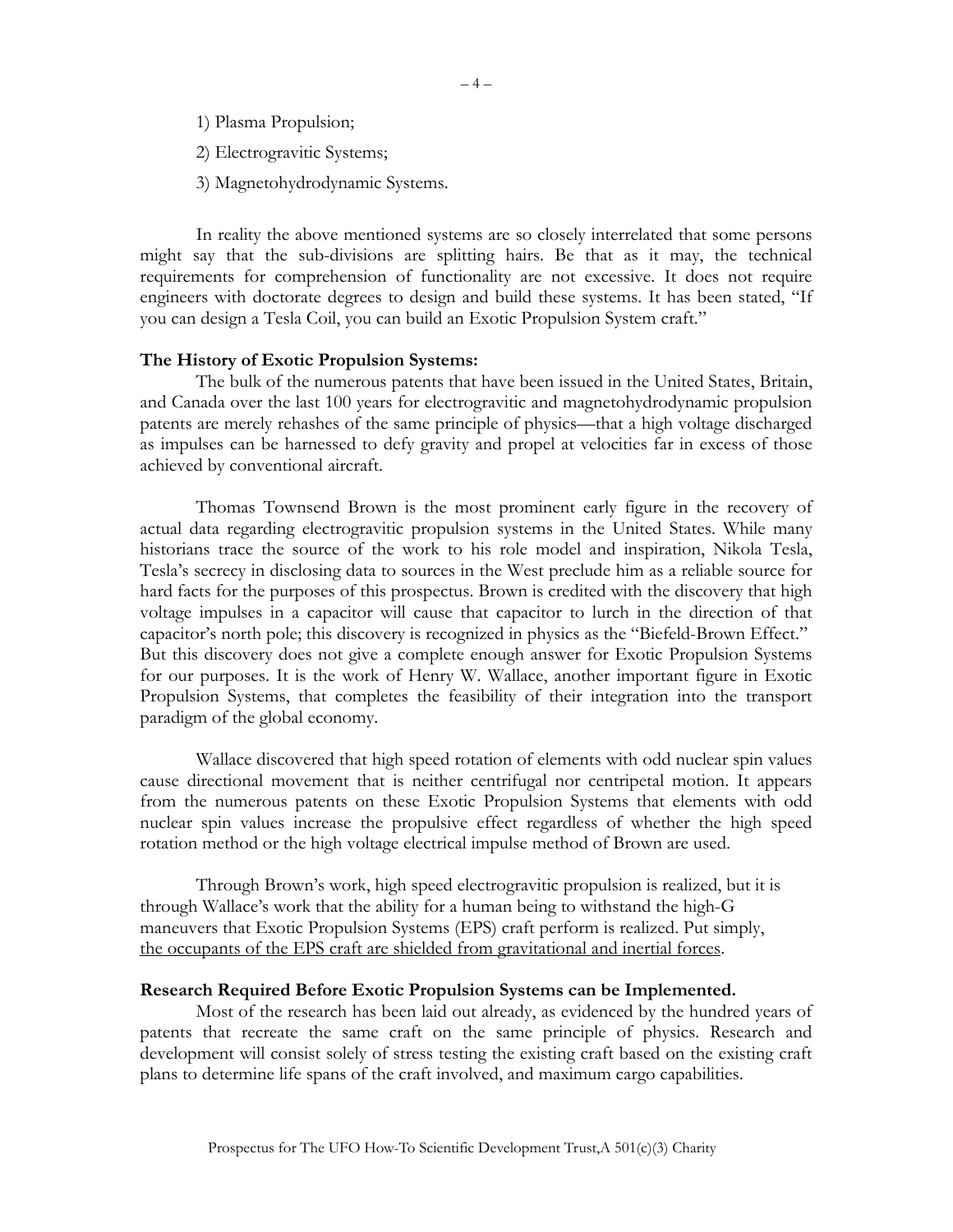1) Plasma Propulsion;

2) Electrogravitic Systems;

3) Magnetohydrodynamic Systems.

In reality the above mentioned systems are so closely interrelated that some persons might say that the sub-divisions are splitting hairs. Be that as it may, the technical requirements for comprehension of functionality are not excessive. It does not require engineers with doctorate degrees to design and build these systems. It has been stated, "If you can design a Tesla Coil, you can build an Exotic Propulsion System craft."

**The History of Exotic Propulsion Systems:**

The bulk of the numerous patents that have been issued in the United States, Britain, and Canada over the last 100 years for electrogravitic and magnetohydrodynamic propulsion patents are merely rehashes of the same principle of physics—that a high voltage discharged as impulses can be harnessed to defy gravity and propel at velocities far in excess of those achieved by conventional aircraft.

Thomas Townsend Brown is the most prominent early figure in the recovery of actual data regarding electrogravitic propulsion systems in the United States. While many historians trace the source of the work to his role model and inspiration, Nikola Tesla, Tesla's secrecy in disclosing data to sources in the West preclude him as a reliable source for hard facts for the purposes of this prospectus. Brown is credited with the discovery that high voltage impulses in a capacitor will cause that capacitor to lurch in the direction of that capacitor's north pole; this discovery is recognized in physics as the "Biefeld-Brown Effect." But this discovery does not give a complete enough answer for Exotic Propulsion Systems for our purposes. It is the work of Henry W. Wallace, another important figure in Exotic Propulsion Systems, that completes the feasibility of their integration into the transport paradigm of the global economy.

Wallace discovered that high speed rotation of elements with odd nuclear spin values cause directional movement that is neither centrifugal nor centripetal motion. It appears from the numerous patents on these Exotic Propulsion Systems that elements with odd nuclear spin values increase the propulsive effect regardless of whether the high speed rotation method or the high voltage electrical impulse method of Brown are used.

Through Brown's work, high speed electrogravitic propulsion is realized, but it is through Wallace's work that the ability for a human being to withstand the high-G maneuvers that Exotic Propulsion Systems (EPS) craft perform is realized. Put simply, <u>the occupants of the EPS craft are shielded from gravitational and inertial forces</u>.

**Research Required Before Exotic Propulsion Systems can be Implemented.**

Most of the research has been laid out already, as evidenced by the hundred years of patents that recreate the same craft on the same principle of physics. Research and development will consist solely of stress testing the existing craft based on the existing craft plans to determine life spans of the craft involved, and maximum cargo capabilities.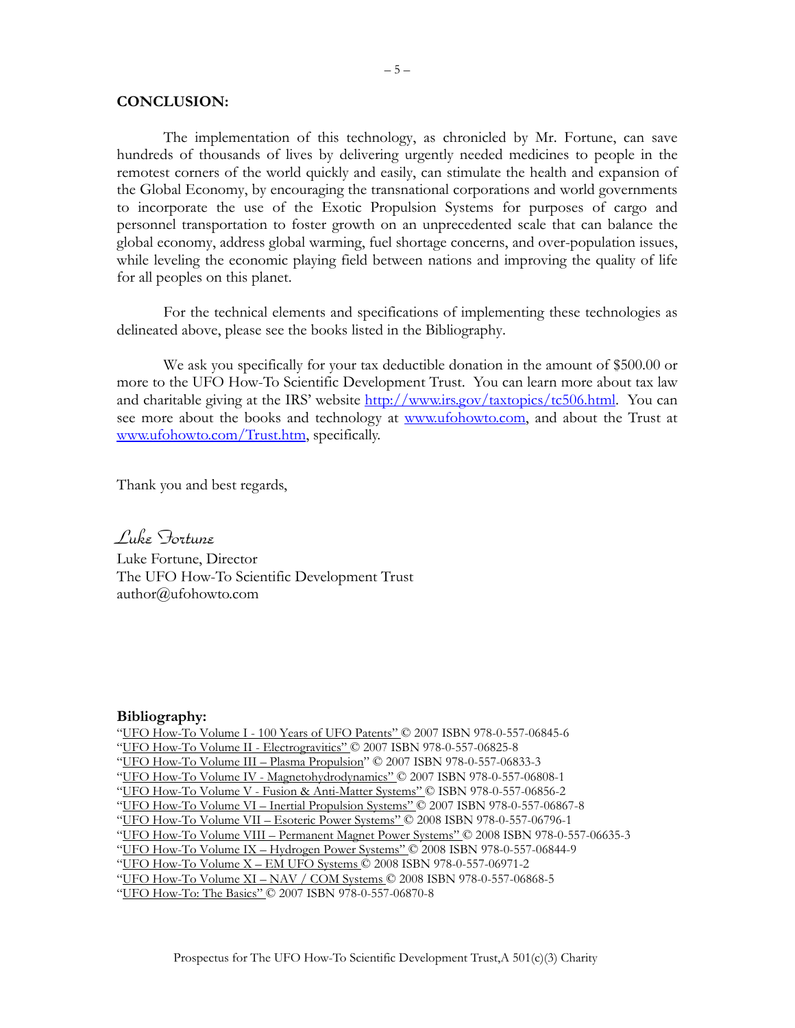**CONCLUSION:**

The implementation of this technology, as chronicled by Mr. Fortune, can save hundreds of thousands of lives by delivering urgently needed medicines to people in the remotest corners of the world quickly and easily, can stimulate the health and expansion of the Global Economy, by encouraging the transnational corporations and world governments to incorporate the use of the Exotic Propulsion Systems for purposes of cargo and personnel transportation to foster growth on an unprecedented scale that can balance the global economy, address global warming, fuel shortage concerns, and over-population issues, while leveling the economic playing field between nations and improving the quality of life for all peoples on this planet.

For the technical elements and specifications of implementing these technologies as delineated above, please see the books listed in the Bibliography.

We ask you specifically for your tax deductible donation in the amount of $500.00 or more to the UFO How-To Scientific Development Trust. You can learn more about tax law and charitable giving at the IRS' website http://www.irs.gov/taxtopics/tc506.html. You can see more about the books and technology at www.ufohowto.com, and about the Trust at www.ufohowto.com/Trust.htm, specifically.

Thank you and best regards,

*Luke Fortune*
Luke Fortune, Director
The UFO How-To Scientific Development Trust
author@ufohowto.com

**Bibliography:**

"UFO How-To Volume I - 100 Years of UFO Patents" © 2007 ISBN 978-0-557-06845-6
"UFO How-To Volume II - Electrogravitics" © 2007 ISBN 978-0-557-06825-8
"UFO How-To Volume III – Plasma Propulsion" © 2007 ISBN 978-0-557-06833-3
"UFO How-To Volume IV - Magnetohydrodynamics" © 2007 ISBN 978-0-557-06808-1
"UFO How-To Volume V - Fusion & Anti-Matter Systems" © ISBN 978-0-557-06856-2
"UFO How-To Volume VI – Inertial Propulsion Systems" © 2007 ISBN 978-0-557-06867-8
"UFO How-To Volume VII – Esoteric Power Systems" © 2008 ISBN 978-0-557-06796-1
"UFO How-To Volume VIII – Permanent Magnet Power Systems" © 2008 ISBN 978-0-557-06635-3
"UFO How-To Volume IX – Hydrogen Power Systems" © 2008 ISBN 978-0-557-06844-9
"UFO How-To Volume X – EM UFO Systems © 2008 ISBN 978-0-557-06971-2
"UFO How-To Volume XI – NAV / COM Systems © 2008 ISBN 978-0-557-06868-5
"UFO How-To: The Basics" © 2007 ISBN 978-0-557-06870-8

Prospectus for The UFO How-To Scientific Development Trust,A 501(c)(3) Charity